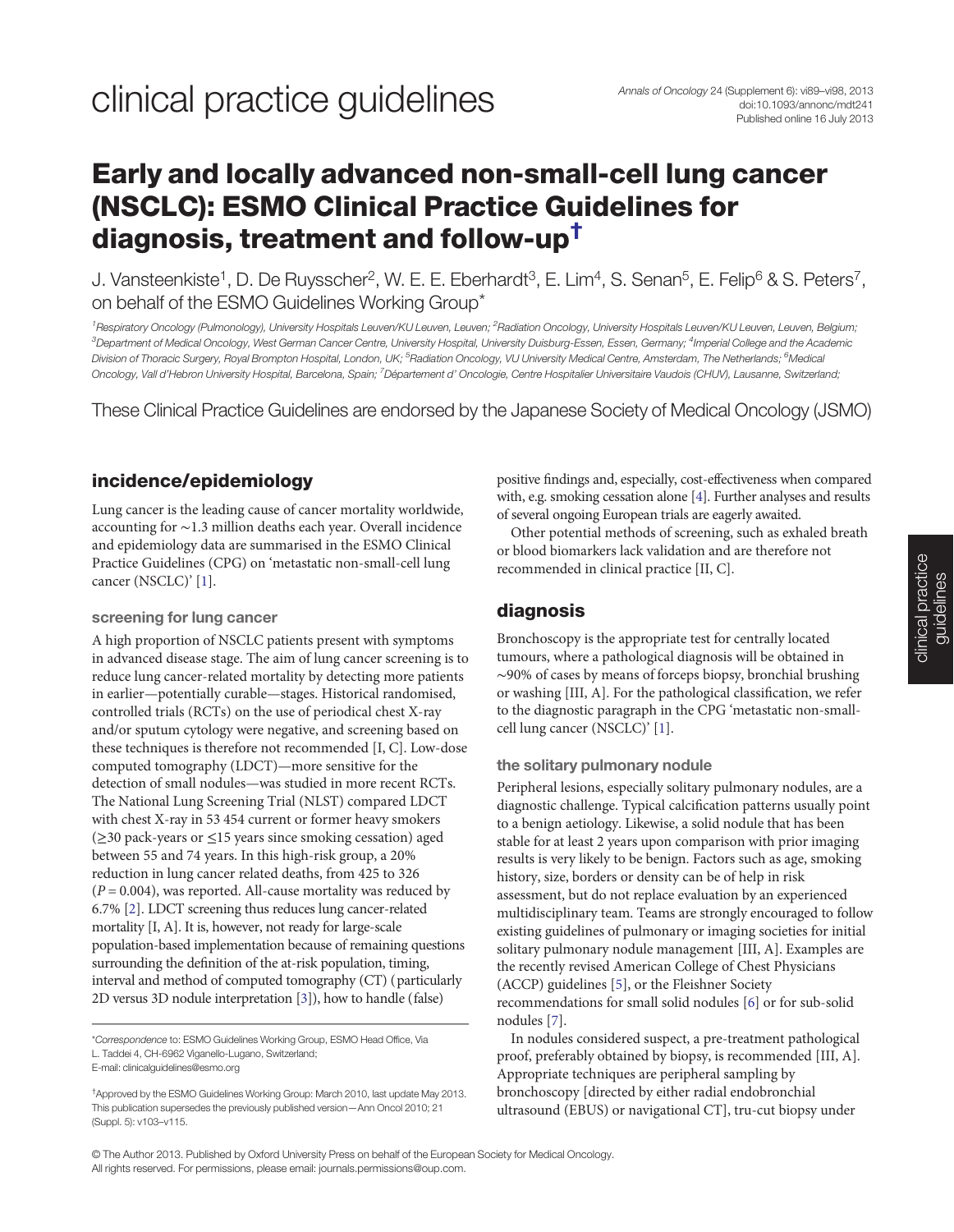clinical practice guidelines

# Early and locally advanced non-small-cell lung cancer (NSCLC): ESMO Clinical Practice Guidelines for diagnosis, treatment and follow-up†

J. Vansteenkiste[1], D. De Ruysscher[2], W. E. E. Eberhardt[3], E. Lim[4], S. Senan[5], E. Felip[6] & S. Peters[7], on behalf of the ESMO Guidelines Working Group*

[1]Respiratory Oncology (Pulmonology), University Hospitals Leuven/KU Leuven, Leuven; [2]Radiation Oncology, University Hospitals Leuven/KU Leuven, Leuven, Belgium; [3]Department of Medical Oncology, West German Cancer Centre, University Hospital, University Duisburg-Essen, Essen, Germany; [4]Imperial College and the Academic Division of Thoracic Surgery, Royal Brompton Hospital, London, UK; [5]Radiation Oncology, VU University Medical Centre, Amsterdam, The Netherlands; [6]Medical Oncology, Vall d'Hebron University Hospital, Barcelona, Spain; [7]Département d' Oncologie, Centre Hospitalier Universitaire Vaudois (CHUV), Lausanne, Switzerland;

These Clinical Practice Guidelines are endorsed by the Japanese Society of Medical Oncology (JSMO)

## incidence/epidemiology

Lung cancer is the leading cause of cancer mortality worldwide, accounting for ~1.3 million deaths each year. Overall incidence and epidemiology data are summarised in the ESMO Clinical Practice Guidelines (CPG) on 'metastatic non-small-cell lung cancer (NSCLC)' [1].

### screening for lung cancer

A high proportion of NSCLC patients present with symptoms in advanced disease stage. The aim of lung cancer screening is to reduce lung cancer-related mortality by detecting more patients in earlier—potentially curable—stages. Historical randomised, controlled trials (RCTs) on the use of periodical chest X-ray and/or sputum cytology were negative, and screening based on these techniques is therefore not recommended [I, C]. Low-dose computed tomography (LDCT)—more sensitive for the detection of small nodules—was studied in more recent RCTs. The National Lung Screening Trial (NLST) compared LDCT with chest X-ray in 53 454 current or former heavy smokers (≥30 pack-years or ≤15 years since smoking cessation) aged between 55 and 74 years. In this high-risk group, a 20% reduction in lung cancer related deaths, from 425 to 326 ($P = 0.004$), was reported. All-cause mortality was reduced by 6.7% [2]. LDCT screening thus reduces lung cancer-related mortality [I, A]. It is, however, not ready for large-scale population-based implementation because of remaining questions surrounding the definition of the at-risk population, timing, interval and method of computed tomography (CT) (particularly 2D versus 3D nodule interpretation [3]), how to handle (false) positive findings and, especially, cost-effectiveness when compared with, e.g. smoking cessation alone [4]. Further analyses and results of several ongoing European trials are eagerly awaited.

Other potential methods of screening, such as exhaled breath or blood biomarkers lack validation and are therefore not recommended in clinical practice [II, C].

## diagnosis

Bronchoscopy is the appropriate test for centrally located tumours, where a pathological diagnosis will be obtained in ~90% of cases by means of forceps biopsy, bronchial brushing or washing [III, A]. For the pathological classification, we refer to the diagnostic paragraph in the CPG 'metastatic non-small-cell lung cancer (NSCLC)' [1].

### the solitary pulmonary nodule

Peripheral lesions, especially solitary pulmonary nodules, are a diagnostic challenge. Typical calcification patterns usually point to a benign aetiology. Likewise, a solid nodule that has been stable for at least 2 years upon comparison with prior imaging results is very likely to be benign. Factors such as age, smoking history, size, borders or density can be of help in risk assessment, but do not replace evaluation by an experienced multidisciplinary team. Teams are strongly encouraged to follow existing guidelines of pulmonary or imaging societies for initial solitary pulmonary nodule management. Examples are the recently revised American College of Chest Physicians (ACCP) guidelines [5], or the Fleishner Society recommendations for small solid nodules [6] or for sub-solid nodules [7].

In nodules considered suspect, a pre-treatment pathological proof, preferably obtained by biopsy, is recommended [III, A]. Appropriate techniques are peripheral sampling by bronchoscopy [directed by either radial endobronchial ultrasound (EBUS) or navigational CT], tru-cut biopsy under

*Correspondence to: ESMO Guidelines Working Group, ESMO Head Office, Via L. Taddei 4, CH-6962 Viganello-Lugano, Switzerland;
E-mail: clinicalguidelines@esmo.org

†Approved by the ESMO Guidelines Working Group: March 2010, last update May 2013. This publication supersedes the previously published version—Ann Oncol 2010; 21 (Suppl. 5): v103–v115.

© The Author 2013. Published by Oxford University Press on behalf of the European Society for Medical Oncology. All rights reserved. For permissions, please email: journals.permissions@oup.com.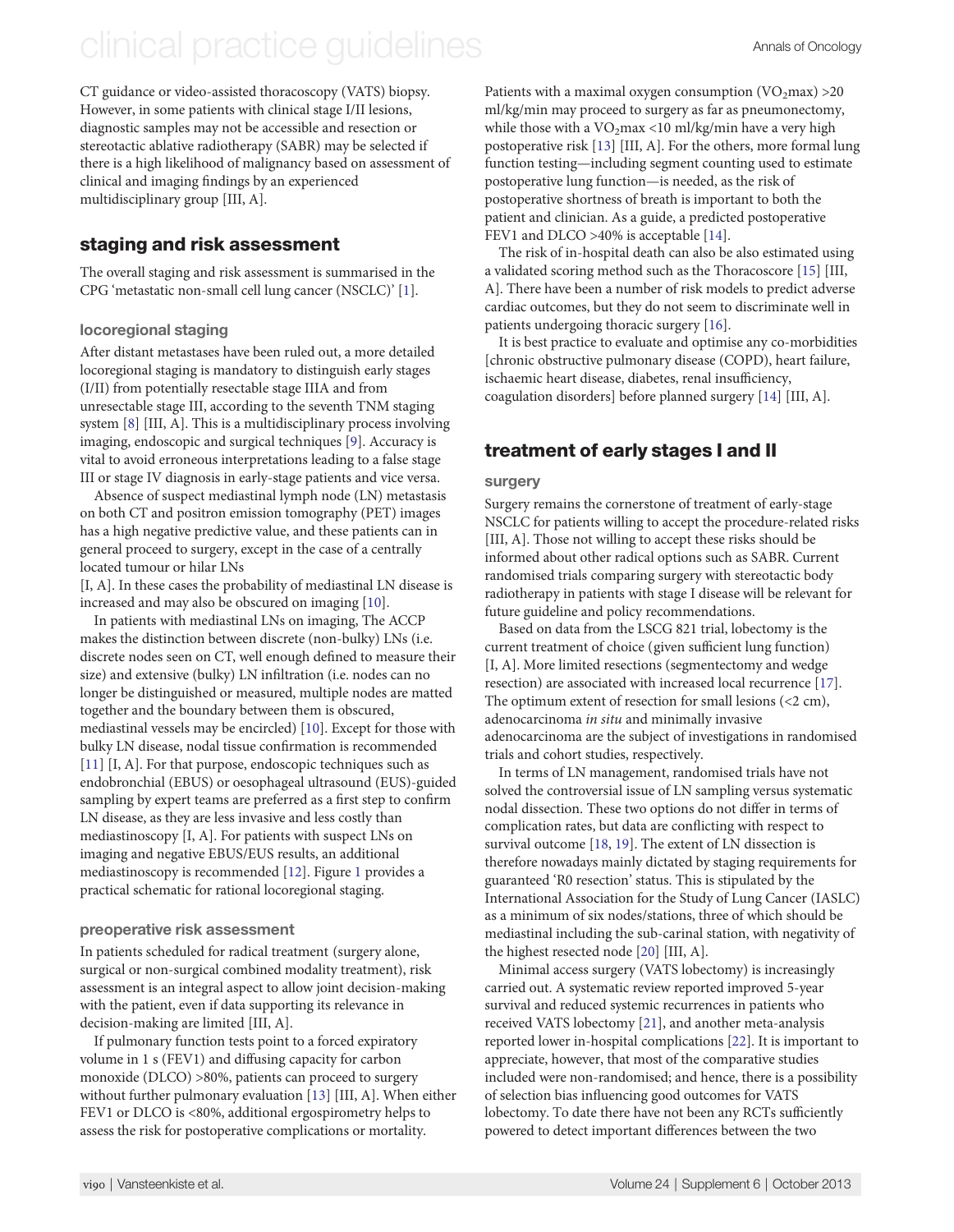CT guidance or video-assisted thoracoscopy (VATS) biopsy. However, in some patients with clinical stage I/II lesions, diagnostic samples may not be accessible and resection or stereotactic ablative radiotherapy (SABR) may be selected if there is a high likelihood of malignancy based on assessment of clinical and imaging findings by an experienced multidisciplinary group [III, A].

## staging and risk assessment

The overall staging and risk assessment is summarised in the CPG 'metastatic non-small cell lung cancer (NSCLC)' [1].

### locoregional staging

After distant metastases have been ruled out, a more detailed locoregional staging is mandatory to distinguish early stages (I/II) from potentially resectable stage IIIA and from unresectable stage III, according to the seventh TNM staging system [8] [III, A]. This is a multidisciplinary process involving imaging, endoscopic and surgical techniques [9]. Accuracy is vital to avoid erroneous interpretations leading to a false stage III or stage IV diagnosis in early-stage patients and vice versa.

Absence of suspect mediastinal lymph node (LN) metastasis on both CT and positron emission tomography (PET) images has a high negative predictive value, and these patients can in general proceed to surgery, except in the case of a centrally located tumour or hilar LNs [I, A]. In these cases the probability of mediastinal LN disease is increased and may also be obscured on imaging [10].

In patients with mediastinal LNs on imaging, The ACCP makes the distinction between discrete (non-bulky) LNs (i.e. discrete nodes seen on CT, well enough defined to measure their size) and extensive (bulky) LN infiltration (i.e. nodes can no longer be distinguished or measured, multiple nodes are matted together and the boundary between them is obscured, mediastinal vessels may be encircled) [10]. Except for those with bulky LN disease, nodal tissue confirmation is recommended [11] [I, A]. For that purpose, endoscopic techniques such as endobronchial (EBUS) or oesophageal ultrasound (EUS)-guided sampling by expert teams are preferred as a first step to confirm LN disease, as they are less invasive and less costly than mediastinoscopy [I, A]. For patients with suspect LNs on imaging and negative EBUS/EUS results, an additional mediastinoscopy is recommended [12]. Figure 1 provides a practical schematic for rational locoregional staging.

### preoperative risk assessment

In patients scheduled for radical treatment (surgery alone, surgical or non-surgical combined modality treatment), risk assessment is an integral aspect to allow joint decision-making with the patient, even if data supporting its relevance in decision-making are limited [III, A].

If pulmonary function tests point to a forced expiratory volume in 1 s (FEV1) and diffusing capacity for carbon monoxide (DLCO) >80%, patients can proceed to surgery without further pulmonary evaluation [13] [III, A]. When either FEV1 or DLCO is <80%, additional ergospirometry helps to assess the risk for postoperative complications or mortality.

Patients with a maximal oxygen consumption ($VO_2$max) >20 ml/kg/min may proceed to surgery as far as pneumonectomy, while those with a $VO_2$max <10 ml/kg/min have a very high postoperative risk [13] [III, A]. For the others, more formal lung function testing—including segment counting used to estimate postoperative lung function—is needed, as the risk of postoperative shortness of breath is important to both the patient and clinician. As a guide, a predicted postoperative FEV1 and DLCO >40% is acceptable [14].

The risk of in-hospital death can also be also estimated using a validated scoring method such as the Thoracoscore [15] [III, A]. There have been a number of risk models to predict adverse cardiac outcomes, but they do not seem to discriminate well in patients undergoing thoracic surgery [16].

It is best practice to evaluate and optimise any co-morbidities [chronic obstructive pulmonary disease (COPD), heart failure, ischaemic heart disease, diabetes, renal insufficiency, coagulation disorders] before planned surgery [14] [III, A].

## treatment of early stages I and II

### surgery

Surgery remains the cornerstone of treatment of early-stage NSCLC for patients willing to accept the procedure-related risks [III, A]. Those not willing to accept these risks should be informed about other radical options such as SABR. Current randomised trials comparing surgery with stereotactic body radiotherapy in patients with stage I disease will be relevant for future guideline and policy recommendations.

Based on data from the LSCG 821 trial, lobectomy is the current treatment of choice (given sufficient lung function) [I, A]. More limited resections (segmentectomy and wedge resection) are associated with increased local recurrence [17]. The optimum extent of resection for small lesions (<2 cm), adenocarcinoma *in situ* and minimally invasive adenocarcinoma are the subject of investigations in randomised trials and cohort studies, respectively.

In terms of LN management, randomised trials have not solved the controversial issue of LN sampling versus systematic nodal dissection. These two options do not differ in terms of complication rates, but data are conflicting with respect to survival outcome [18, 19]. The extent of LN dissection is therefore nowadays mainly dictated by staging requirements for guaranteed 'R0 resection' status. This is stipulated by the International Association for the Study of Lung Cancer (IASLC) as a minimum of six nodes/stations, three of which should be mediastinal including the sub-carinal station, with negativity of the highest resected node [20] [III, A].

Minimal access surgery (VATS lobectomy) is increasingly carried out. A systematic review reported improved 5-year survival and reduced systemic recurrences in patients who received VATS lobectomy [21], and another meta-analysis reported lower in-hospital complications [22]. It is important to appreciate, however, that most of the comparative studies included were non-randomised; and hence, there is a possibility of selection bias influencing good outcomes for VATS lobectomy. To date there have not been any RCTs sufficiently powered to detect important differences between the two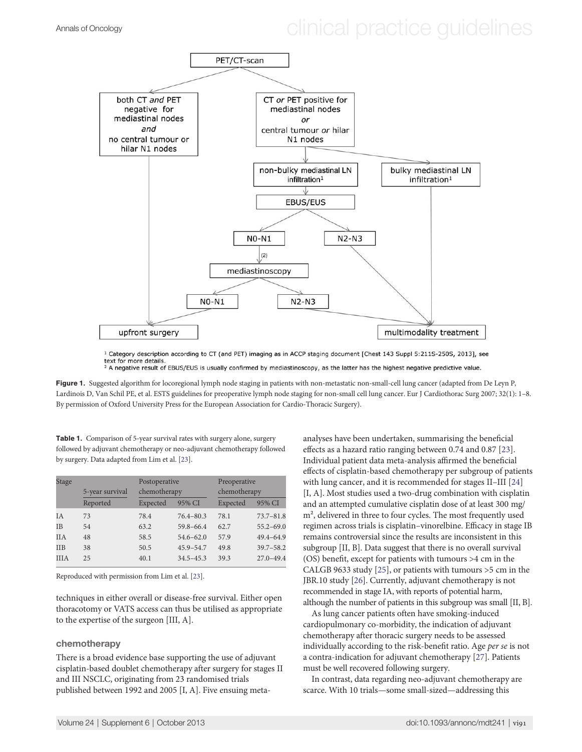PET/CT-scan

both CT *and* PET negative for mediastinal nodes *and* no central tumour or hilar N1 nodes

CT *or* PET positive for mediastinal nodes *or* central tumour *or* hilar N1 nodes

non-bulky mediastinal LN infiltration[1]

bulky mediastinal LN infiltration[1]

EBUS/EUS

N0-N1

N2-N3

(2)

mediastinoscopy

N0-N1

N2-N3

upfront surgery

multimodality treatment

[1] Category description according to CT (and PET) imaging as in ACCP staging document [Chest 143 Suppl 5:211S-250S, 2013], see text for more details.
[2] A negative result of EBUS/EUS is usually confirmed by mediastinoscopy, as the latter has the highest negative predictive value.

**Figure 1.** Suggested algorithm for locoregional lymph node staging in patients with non-metastatic non-small-cell lung cancer (adapted from De Leyn P, Lardinois D, Van Schil PE, et al. ESTS guidelines for preoperative lymph node staging for non-small cell lung cancer. Eur J Cardiothorac Surg 2007; 32(1): 1–8. By permission of Oxford University Press for the European Association for Cardio-Thoracic Surgery).

**Table 1.** Comparison of 5-year survival rates with surgery alone, surgery followed by adjuvant chemotherapy or neo-adjuvant chemotherapy followed by surgery. Data adapted from Lim et al. [23].

| Stage | 5-year survival | Postoperative chemotherapy | | Preoperative chemotherapy | |
|---|---|---|---|---|---|
| | Reported | Expected | 95% CI | Expected | 95% CI |
| IA | 73 | 78.4 | 76.4–80.3 | 78.1 | 73.7–81.8 |
| IB | 54 | 63.2 | 59.8–66.4 | 62.7 | 55.2–69.0 |
| IIA | 48 | 58.5 | 54.6–62.0 | 57.9 | 49.4–64.9 |
| IIB | 38 | 50.5 | 45.9–54.7 | 49.8 | 39.7–58.2 |
| IIIA | 25 | 40.1 | 34.5–45.3 | 39.3 | 27.0–49.4 |

Reproduced with permission from Lim et al. [23].

techniques in either overall or disease-free survival. Either open thoracotomy or VATS access can thus be utilised as appropriate to the expertise of the surgeon [III, A].

## chemotherapy

There is a broad evidence base supporting the use of adjuvant cisplatin-based doublet chemotherapy after surgery for stages II and III NSCLC, originating from 23 randomised trials published between 1992 and 2005 [I, A]. Five ensuing meta-analyses have been undertaken, summarising the beneficial effects as a hazard ratio ranging between 0.74 and 0.87 [23]. Individual patient data meta-analysis affirmed the beneficial effects of cisplatin-based chemotherapy per subgroup of patients with lung cancer, and it is recommended for stages II–III [24] [I, A]. Most studies used a two-drug combination with cisplatin and an attempted cumulative cisplatin dose of at least 300 mg/m$^2$, delivered in three to four cycles. The most frequently used regimen across trials is cisplatin–vinorelbine. Efficacy in stage IB remains controversial since the results are inconsistent in this subgroup [II, B]. Data suggest that there is no overall survival (OS) benefit, except for patients with tumours >4 cm in the CALGB 9633 study [25], or patients with tumours >5 cm in the JBR.10 study [26]. Currently, adjuvant chemotherapy is not recommended in stage IA, with reports of potential harm, although the number of patients in this subgroup was small [II, B].

As lung cancer patients often have smoking-induced cardiopulmonary co-morbidity, the indication of adjuvant chemotherapy after thoracic surgery needs to be assessed individually according to the risk-benefit ratio. Age *per se* is not a contra-indication for adjuvant chemotherapy [27]. Patients must be well recovered following surgery.

In contrast, data regarding neo-adjuvant chemotherapy are scarce. With 10 trials—some small-sized—addressing this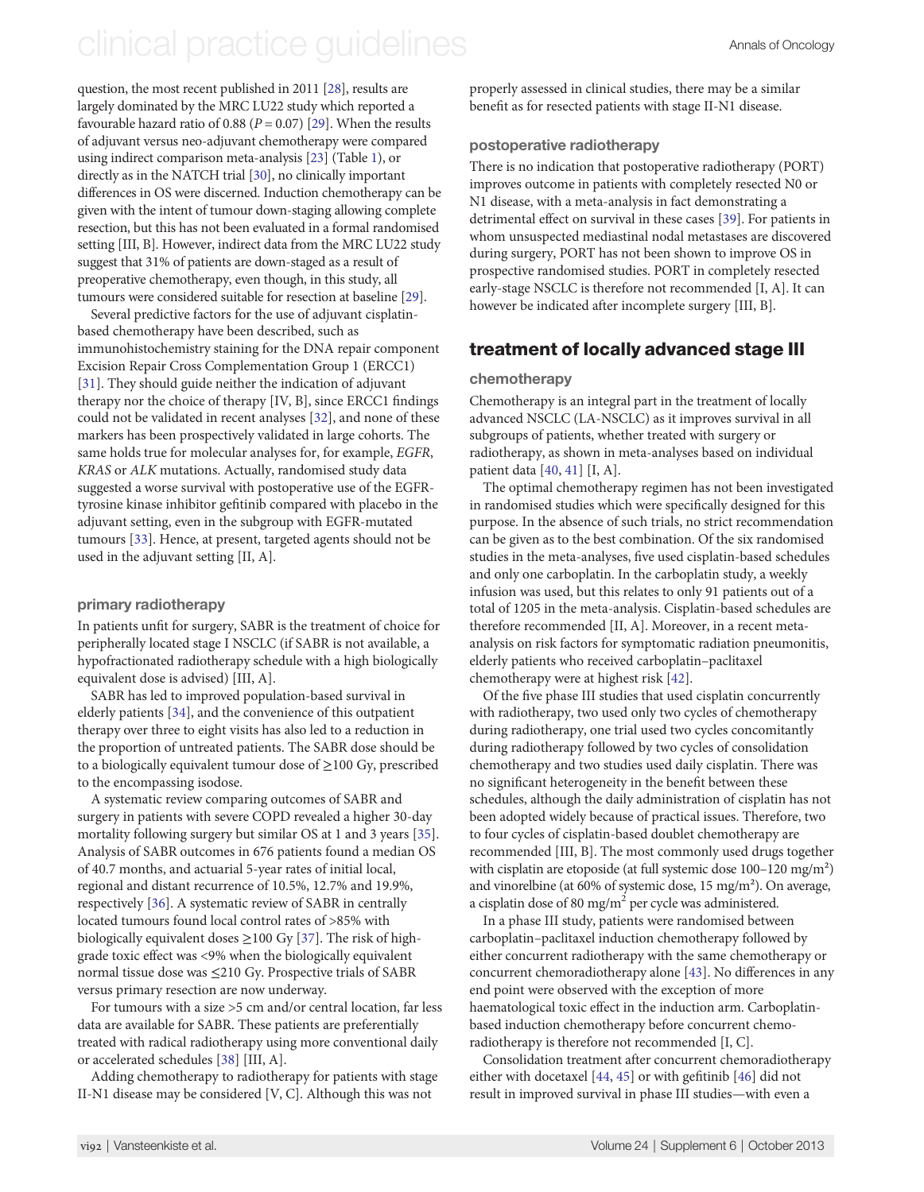question, the most recent published in 2011 [28], results are largely dominated by the MRC LU22 study which reported a favourable hazard ratio of 0.88 ($P = 0.07$) [29]. When the results of adjuvant versus neo-adjuvant chemotherapy were compared using indirect comparison meta-analysis [23] (Table 1), or directly as in the NATCH trial [30], no clinically important differences in OS were discerned. Induction chemotherapy can be given with the intent of tumour down-staging allowing complete resection, but this has not been evaluated in a formal randomised setting [III, B]. However, indirect data from the MRC LU22 study suggest that 31% of patients are down-staged as a result of preoperative chemotherapy, even though, in this study, all tumours were considered suitable for resection at baseline [29].

Several predictive factors for the use of adjuvant cisplatin-based chemotherapy have been described, such as immunohistochemistry staining for the DNA repair component Excision Repair Cross Complementation Group 1 (ERCC1) [31]. They should guide neither the indication of adjuvant therapy nor the choice of therapy [IV, B], since ERCC1 findings could not be validated in recent analyses [32], and none of these markers has been prospectively validated in large cohorts. The same holds true for molecular analyses for, for example, *EGFR*, *KRAS* or *ALK* mutations. Actually, randomised study data suggested a worse survival with postoperative use of the EGFR-tyrosine kinase inhibitor gefitinib compared with placebo in the adjuvant setting, even in the subgroup with EGFR-mutated tumours [33]. Hence, at present, targeted agents should not be used in the adjuvant setting [II, A].

### primary radiotherapy

In patients unfit for surgery, SABR is the treatment of choice for peripherally located stage I NSCLC (if SABR is not available, a hypofractionated radiotherapy schedule with a high biologically equivalent dose is advised) [III, A].

SABR has led to improved population-based survival in elderly patients [34], and the convenience of this outpatient therapy over three to eight visits has also led to a reduction in the proportion of untreated patients. The SABR dose should be to a biologically equivalent tumour dose of ≥100 Gy, prescribed to the encompassing isodose.

A systematic review comparing outcomes of SABR and surgery in patients with severe COPD revealed a higher 30-day mortality following surgery but similar OS at 1 and 3 years [35]. Analysis of SABR outcomes in 676 patients found a median OS of 40.7 months, and actuarial 5-year rates of initial local, regional and distant recurrence of 10.5%, 12.7% and 19.9%, respectively [36]. A systematic review of SABR in centrally located tumours found local control rates of >85% with biologically equivalent doses ≥100 Gy [37]. The risk of high-grade toxic effect was <9% when the biologically equivalent normal tissue dose was ≤210 Gy. Prospective trials of SABR versus primary resection are now underway.

For tumours with a size >5 cm and/or central location, far less data are available for SABR. These patients are preferentially treated with radical radiotherapy using more conventional daily or accelerated schedules [38] [III, A].

Adding chemotherapy to radiotherapy for patients with stage II-N1 disease may be considered [V, C]. Although this was not properly assessed in clinical studies, there may be a similar benefit as for resected patients with stage II-N1 disease.

### postoperative radiotherapy

There is no indication that postoperative radiotherapy (PORT) improves outcome in patients with completely resected N0 or N1 disease, with a meta-analysis in fact demonstrating a detrimental effect on survival in these cases [39]. For patients in whom unsuspected mediastinal nodal metastases are discovered during surgery, PORT has not been shown to improve OS in prospective randomised studies. PORT in completely resected early-stage NSCLC is therefore not recommended [I, A]. It can however be indicated after incomplete surgery [III, B].

## treatment of locally advanced stage III

### chemotherapy

Chemotherapy is an integral part in the treatment of locally advanced NSCLC (LA-NSCLC) as it improves survival in all subgroups of patients, whether treated with surgery or radiotherapy, as shown in meta-analyses based on individual patient data [40, 41] [I, A].

The optimal chemotherapy regimen has not been investigated in randomised studies which were specifically designed for this purpose. In the absence of such trials, no strict recommendation can be given as to the best combination. Of the six randomised studies in the meta-analyses, five used cisplatin-based schedules and only one carboplatin. In the carboplatin study, a weekly infusion was used, but this relates to only 91 patients out of a total of 1205 in the meta-analysis. Cisplatin-based schedules are therefore recommended [II, A]. Moreover, in a recent meta-analysis on risk factors for symptomatic radiation pneumonitis, elderly patients who received carboplatin–paclitaxel chemotherapy were at highest risk [42].

Of the five phase III studies that used cisplatin concurrently with radiotherapy, two used only two cycles of chemotherapy during radiotherapy, one trial used two cycles concomitantly during radiotherapy followed by two cycles of consolidation chemotherapy and two studies used daily cisplatin. There was no significant heterogeneity in the benefit between these schedules, although the daily administration of cisplatin has not been adopted widely because of practical issues. Therefore, two to four cycles of cisplatin-based doublet chemotherapy are recommended [III, B]. The most commonly used drugs together with cisplatin are etoposide (at full systemic dose 100–120 mg/m²) and vinorelbine (at 60% of systemic dose, 15 mg/m²). On average, a cisplatin dose of 80 mg/m² per cycle was administered.

In a phase III study, patients were randomised between carboplatin–paclitaxel induction chemotherapy followed by either concurrent radiotherapy with the same chemotherapy or concurrent chemoradiotherapy alone [43]. No differences in any end point were observed with the exception of more haematological toxic effect in the induction arm. Carboplatin-based induction chemotherapy before concurrent chemo-radiotherapy is therefore not recommended [I, C].

Consolidation treatment after concurrent chemoradiotherapy either with docetaxel [44, 45] or with gefitinib [46] did not result in improved survival in phase III studies—with even a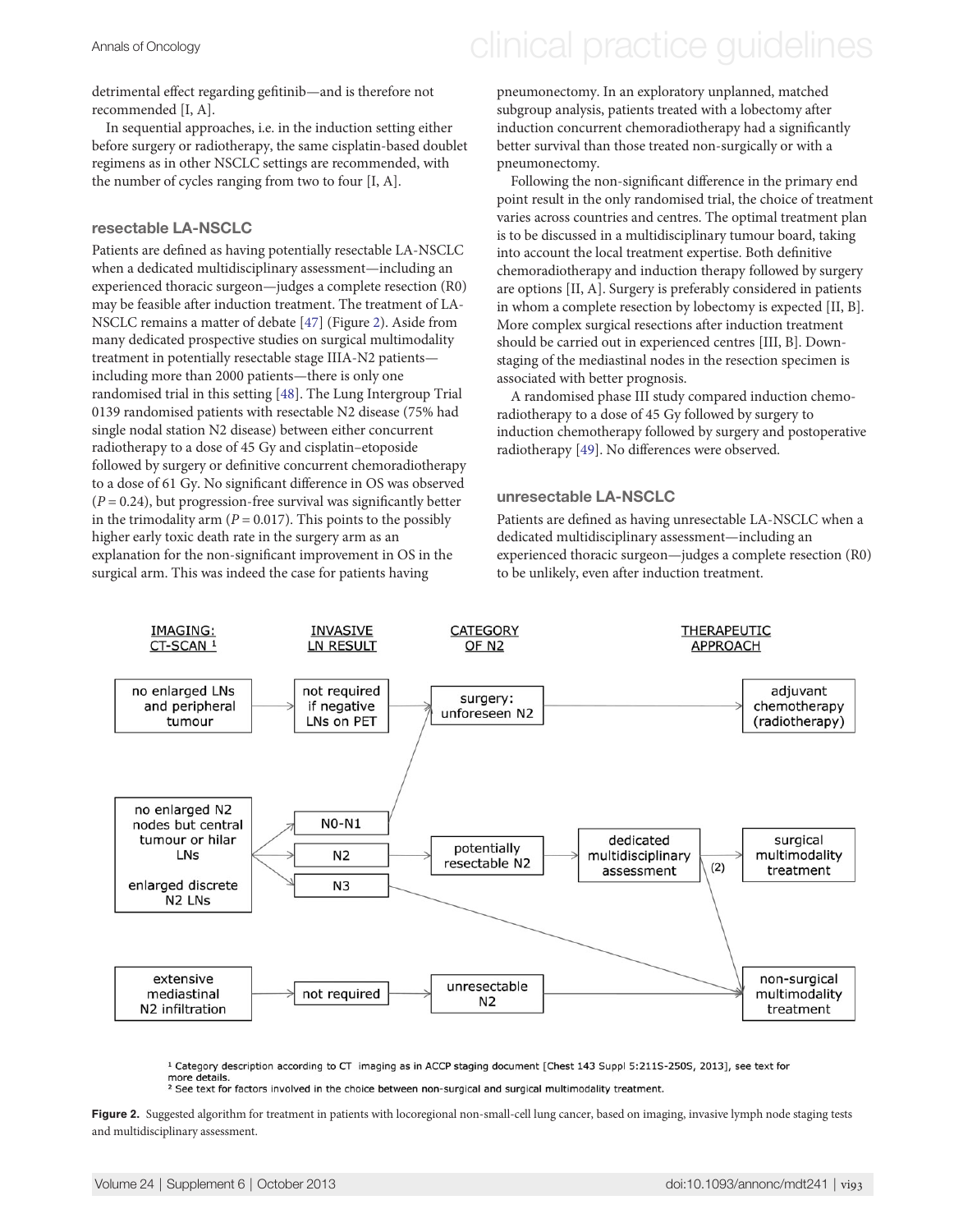detrimental effect regarding gefitinib—and is therefore not recommended [I, A].

In sequential approaches, i.e. in the induction setting either before surgery or radiotherapy, the same cisplatin-based doublet regimens as in other NSCLC settings are recommended, with the number of cycles ranging from two to four [I, A].

### resectable LA-NSCLC

Patients are defined as having potentially resectable LA-NSCLC when a dedicated multidisciplinary assessment—including an experienced thoracic surgeon—judges a complete resection (R0) may be feasible after induction treatment. The treatment of LA-NSCLC remains a matter of debate [47] (Figure 2). Aside from many dedicated prospective studies on surgical multimodality treatment in potentially resectable stage IIIA-N2 patients—including more than 2000 patients—there is only one randomised trial in this setting [48]. The Lung Intergroup Trial 0139 randomised patients with resectable N2 disease (75% had single nodal station N2 disease) between either concurrent radiotherapy to a dose of 45 Gy and cisplatin–etoposide followed by surgery or definitive concurrent chemoradiotherapy to a dose of 61 Gy. No significant difference in OS was observed ($P = 0.24$), but progression-free survival was significantly better in the trimodality arm ($P = 0.017$). This points to the possibly higher early toxic death rate in the surgery arm as an explanation for the non-significant improvement in OS in the surgical arm. This was indeed the case for patients having pneumonectomy. In an exploratory unplanned, matched subgroup analysis, patients treated with a lobectomy after induction concurrent chemoradiotherapy had a significantly better survival than those treated non-surgically or with a pneumonectomy.

Following the non-significant difference in the primary end point result in the only randomised trial, the choice of treatment varies across countries and centres. The optimal treatment plan is to be discussed in a multidisciplinary tumour board, taking into account the local treatment expertise. Both definitive chemoradiotherapy and induction therapy followed by surgery are options [II, A]. Surgery is preferably considered in patients in whom a complete resection by lobectomy is expected [II, B]. More complex surgical resections after induction treatment should be carried out in experienced centres [III, B]. Down-staging of the mediastinal nodes in the resection specimen is associated with better prognosis.

A randomised phase III study compared induction chemo-radiotherapy to a dose of 45 Gy followed by surgery to induction chemotherapy followed by surgery and postoperative radiotherapy [49]. No differences were observed.

### unresectable LA-NSCLC

Patients are defined as having unresectable LA-NSCLC when a dedicated multidisciplinary assessment—including an experienced thoracic surgeon—judges a complete resection (R0) to be unlikely, even after induction treatment.

| IMAGING: CT-SCAN [1] | INVASIVE LN RESULT | CATEGORY OF N2 | | THERAPEUTIC APPROACH |
|---|---|---|---|---|
| no enlarged LNs and peripheral tumour | not required if negative LNs on PET | surgery: unforeseen N2 | | adjuvant chemotherapy (radiotherapy) |
| no enlarged N2 nodes but central tumour or hilar LNs; enlarged discrete N2 LNs | N0-N1 | surgery: unforeseen N2 | | adjuvant chemotherapy (radiotherapy) |
| | N2 | potentially resectable N2 | dedicated multidisciplinary assessment (2) | surgical multimodality treatment / non-surgical multimodality treatment |
| | N3 | | | non-surgical multimodality treatment |
| extensive mediastinal N2 infiltration | not required | unresectable N2 | | non-surgical multimodality treatment |

[1] Category description according to CT imaging as in ACCP staging document [Chest 143 Suppl 5:211S-250S, 2013], see text for more details.
[2] See text for factors involved in the choice between non-surgical and surgical multimodality treatment.

**Figure 2.** Suggested algorithm for treatment in patients with locoregional non-small-cell lung cancer, based on imaging, invasive lymph node staging tests and multidisciplinary assessment.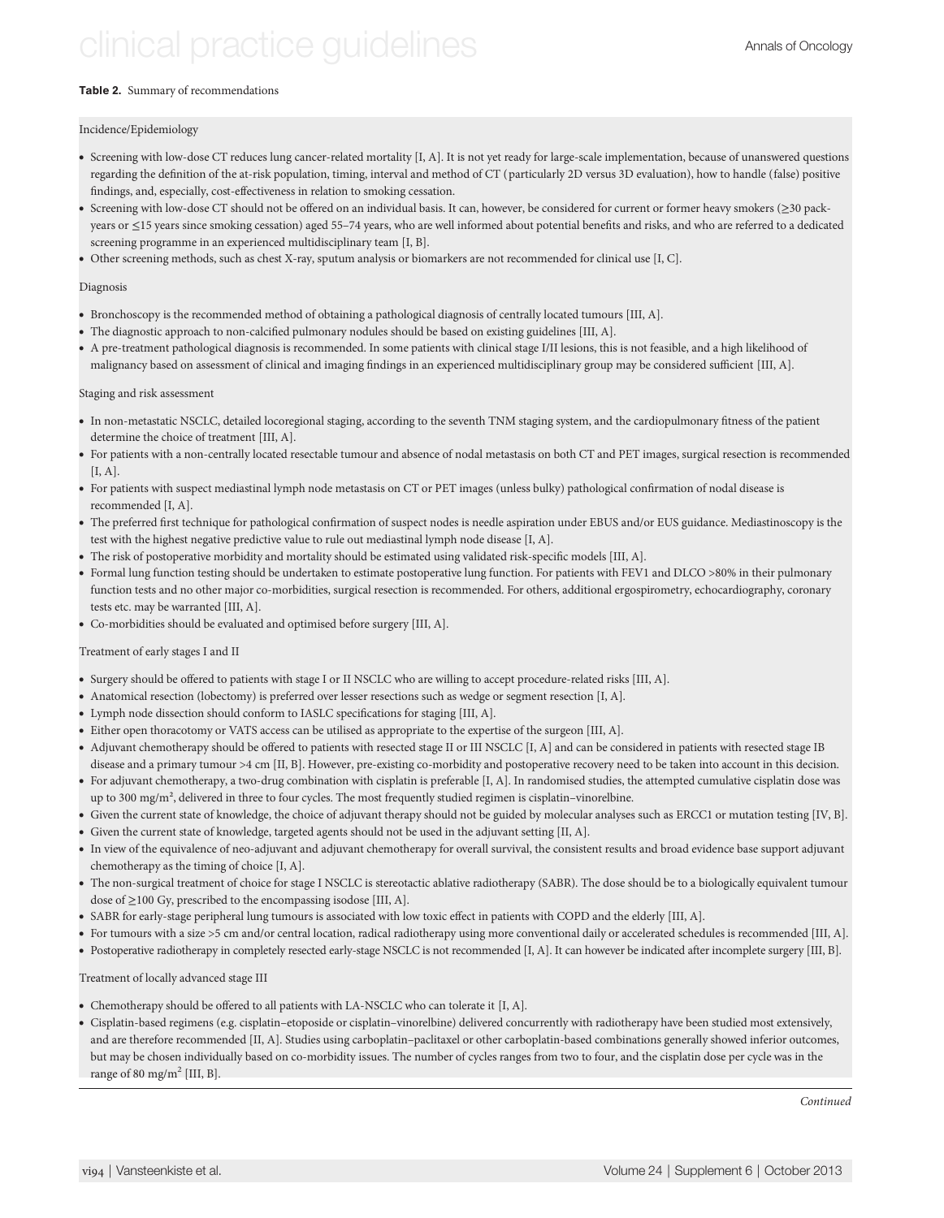**Table 2.** Summary of recommendations

Incidence/Epidemiology

- Screening with low-dose CT reduces lung cancer-related mortality [I, A]. It is not yet ready for large-scale implementation, because of unanswered questions regarding the definition of the at-risk population, timing, interval and method of CT (particularly 2D versus 3D evaluation), how to handle (false) positive findings, and, especially, cost-effectiveness in relation to smoking cessation.
- Screening with low-dose CT should not be offered on an individual basis. It can, however, be considered for current or former heavy smokers (≥30 pack-years or ≤15 years since smoking cessation) aged 55–74 years, who are well informed about potential benefits and risks, and who are referred to a dedicated screening programme in an experienced multidisciplinary team [I, B].
- Other screening methods, such as chest X-ray, sputum analysis or biomarkers are not recommended for clinical use [I, C].

Diagnosis

- Bronchoscopy is the recommended method of obtaining a pathological diagnosis of centrally located tumours [III, A].
- The diagnostic approach to non-calcified pulmonary nodules should be based on existing guidelines [III, A].
- A pre-treatment pathological diagnosis is recommended. In some patients with clinical stage I/II lesions, this is not feasible, and a high likelihood of malignancy based on assessment of clinical and imaging findings in an experienced multidisciplinary group may be considered sufficient [III, A].

Staging and risk assessment

- In non-metastatic NSCLC, detailed locoregional staging, according to the seventh TNM staging system, and the cardiopulmonary fitness of the patient determine the choice of treatment [III, A].
- For patients with a non-centrally located resectable tumour and absence of nodal metastasis on both CT and PET images, surgical resection is recommended [I, A].
- For patients with suspect mediastinal lymph node metastasis on CT or PET images (unless bulky) pathological confirmation of nodal disease is recommended [I, A].
- The preferred first technique for pathological confirmation of suspect nodes is needle aspiration under EBUS and/or EUS guidance. Mediastinoscopy is the test with the highest negative predictive value to rule out mediastinal lymph node disease [I, A].
- The risk of postoperative morbidity and mortality should be estimated using validated risk-specific models [III, A].
- Formal lung function testing should be undertaken to estimate postoperative lung function. For patients with FEV1 and DLCO >80% in their pulmonary function tests and no other major co-morbidities, surgical resection is recommended. For others, additional ergospirometry, echocardiography, coronary tests etc. may be warranted [III, A].
- Co-morbidities should be evaluated and optimised before surgery [III, A].

Treatment of early stages I and II

- Surgery should be offered to patients with stage I or II NSCLC who are willing to accept procedure-related risks [III, A].
- Anatomical resection (lobectomy) is preferred over lesser resections such as wedge or segment resection [I, A].
- Lymph node dissection should conform to IASLC specifications for staging [III, A].
- Either open thoracotomy or VATS access can be utilised as appropriate to the expertise of the surgeon [III, A].
- Adjuvant chemotherapy should be offered to patients with resected stage II or III NSCLC [I, A] and can be considered in patients with resected stage IB disease and a primary tumour >4 cm [II, B]. However, pre-existing co-morbidity and postoperative recovery need to be taken into account in this decision.
- For adjuvant chemotherapy, a two-drug combination with cisplatin is preferable [I, A]. In randomised studies, the attempted cumulative cisplatin dose was up to 300 mg/m², delivered in three to four cycles. The most frequently studied regimen is cisplatin–vinorelbine.
- Given the current state of knowledge, the choice of adjuvant therapy should not be guided by molecular analyses such as ERCC1 or mutation testing [IV, B].
- Given the current state of knowledge, targeted agents should not be used in the adjuvant setting [II, A].
- In view of the equivalence of neo-adjuvant and adjuvant chemotherapy for overall survival, the consistent results and broad evidence base support adjuvant chemotherapy as the timing of choice [I, A].
- The non-surgical treatment of choice for stage I NSCLC is stereotactic ablative radiotherapy (SABR). The dose should be to a biologically equivalent tumour dose of ≥100 Gy, prescribed to the encompassing isodose [III, A].
- SABR for early-stage peripheral lung tumours is associated with low toxic effect in patients with COPD and the elderly [III, A].
- For tumours with a size >5 cm and/or central location, radical radiotherapy using more conventional daily or accelerated schedules is recommended [III, A].
- Postoperative radiotherapy in completely resected early-stage NSCLC is not recommended [I, A]. It can however be indicated after incomplete surgery [III, B].

Treatment of locally advanced stage III

- Chemotherapy should be offered to all patients with LA-NSCLC who can tolerate it [I, A].
- Cisplatin-based regimens (e.g. cisplatin–etoposide or cisplatin–vinorelbine) delivered concurrently with radiotherapy have been studied most extensively, and are therefore recommended [II, A]. Studies using carboplatin–paclitaxel or other carboplatin-based combinations generally showed inferior outcomes, but may be chosen individually based on co-morbidity issues. The number of cycles ranges from two to four, and the cisplatin dose per cycle was in the range of 80 mg/m² [III, B].

*Continued*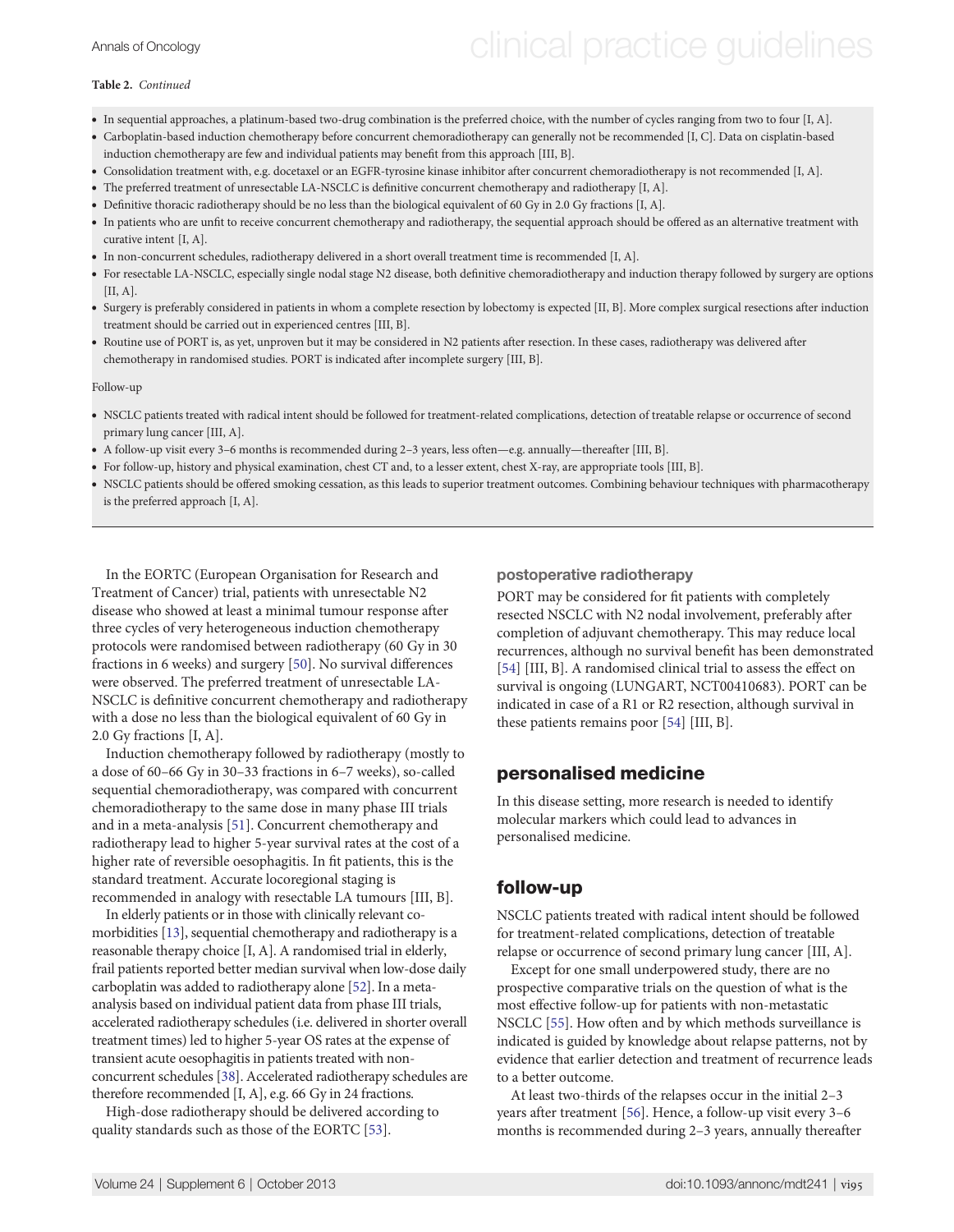**Table 2.** *Continued*

- In sequential approaches, a platinum-based two-drug combination is the preferred choice, with the number of cycles ranging from two to four [I, A].
- Carboplatin-based induction chemotherapy before concurrent chemoradiotherapy can generally not be recommended [I, C]. Data on cisplatin-based induction chemotherapy are few and individual patients may benefit from this approach [III, B].
- Consolidation treatment with, e.g. docetaxel or an EGFR-tyrosine kinase inhibitor after concurrent chemoradiotherapy is not recommended [I, A].
- The preferred treatment of unresectable LA-NSCLC is definitive concurrent chemotherapy and radiotherapy [I, A].
- Definitive thoracic radiotherapy should be no less than the biological equivalent of 60 Gy in 2.0 Gy fractions [I, A].
- In patients who are unfit to receive concurrent chemotherapy and radiotherapy, the sequential approach should be offered as an alternative treatment with curative intent [I, A].
- In non-concurrent schedules, radiotherapy delivered in a short overall treatment time is recommended [I, A].
- For resectable LA-NSCLC, especially single nodal stage N2 disease, both definitive chemoradiotherapy and induction therapy followed by surgery are options [II, A].
- Surgery is preferably considered in patients in whom a complete resection by lobectomy is expected [II, B]. More complex surgical resections after induction treatment should be carried out in experienced centres [III, B].
- Routine use of PORT is, as yet, unproven but it may be considered in N2 patients after resection. In these cases, radiotherapy was delivered after chemotherapy in randomised studies. PORT is indicated after incomplete surgery [III, B].

Follow-up

- NSCLC patients treated with radical intent should be followed for treatment-related complications, detection of treatable relapse or occurrence of second primary lung cancer [III, A].
- A follow-up visit every 3–6 months is recommended during 2–3 years, less often—e.g. annually—thereafter [III, B].
- For follow-up, history and physical examination, chest CT and, to a lesser extent, chest X-ray, are appropriate tools [III, B].
- NSCLC patients should be offered smoking cessation, as this leads to superior treatment outcomes. Combining behaviour techniques with pharmacotherapy is the preferred approach [I, A].

In the EORTC (European Organisation for Research and Treatment of Cancer) trial, patients with unresectable N2 disease who showed at least a minimal tumour response after three cycles of very heterogeneous induction chemotherapy protocols were randomised between radiotherapy (60 Gy in 30 fractions in 6 weeks) and surgery [50]. No survival differences were observed. The preferred treatment of unresectable LA-NSCLC is definitive concurrent chemotherapy and radiotherapy with a dose no less than the biological equivalent of 60 Gy in 2.0 Gy fractions [I, A].

Induction chemotherapy followed by radiotherapy (mostly to a dose of 60–66 Gy in 30–33 fractions in 6–7 weeks), so-called sequential chemoradiotherapy, was compared with concurrent chemoradiotherapy to the same dose in many phase III trials and in a meta-analysis [51]. Concurrent chemotherapy and radiotherapy lead to higher 5-year survival rates at the cost of a higher rate of reversible oesophagitis. In fit patients, this is the standard treatment. Accurate locoregional staging is recommended in analogy with resectable LA tumours [III, B].

In elderly patients or in those with clinically relevant co-morbidities [13], sequential chemotherapy and radiotherapy is a reasonable therapy choice [I, A]. A randomised trial in elderly, frail patients reported better median survival when low-dose daily carboplatin was added to radiotherapy alone [52]. In a meta-analysis based on individual patient data from phase III trials, accelerated radiotherapy schedules (i.e. delivered in shorter overall treatment times) led to higher 5-year OS rates at the expense of transient acute oesophagitis in patients treated with non-concurrent schedules [38]. Accelerated radiotherapy schedules are therefore recommended [I, A], e.g. 66 Gy in 24 fractions.

High-dose radiotherapy should be delivered according to quality standards such as those of the EORTC [53].

### postoperative radiotherapy

PORT may be considered for fit patients with completely resected NSCLC with N2 nodal involvement, preferably after completion of adjuvant chemotherapy. This may reduce local recurrences, although no survival benefit has been demonstrated [54] [III, B]. A randomised clinical trial to assess the effect on survival is ongoing (LUNGART, NCT00410683). PORT can be indicated in case of a R1 or R2 resection, although survival in these patients remains poor [54] [III, B].

## personalised medicine

In this disease setting, more research is needed to identify molecular markers which could lead to advances in personalised medicine.

## follow-up

NSCLC patients treated with radical intent should be followed for treatment-related complications, detection of treatable relapse or occurrence of second primary lung cancer [III, A].

Except for one small underpowered study, there are no prospective comparative trials on the question of what is the most effective follow-up for patients with non-metastatic NSCLC [55]. How often and by which methods surveillance is indicated is guided by knowledge about relapse patterns, not by evidence that earlier detection and treatment of recurrence leads to a better outcome.

At least two-thirds of the relapses occur in the initial 2–3 years after treatment [56]. Hence, a follow-up visit every 3–6 months is recommended during 2–3 years, annually thereafter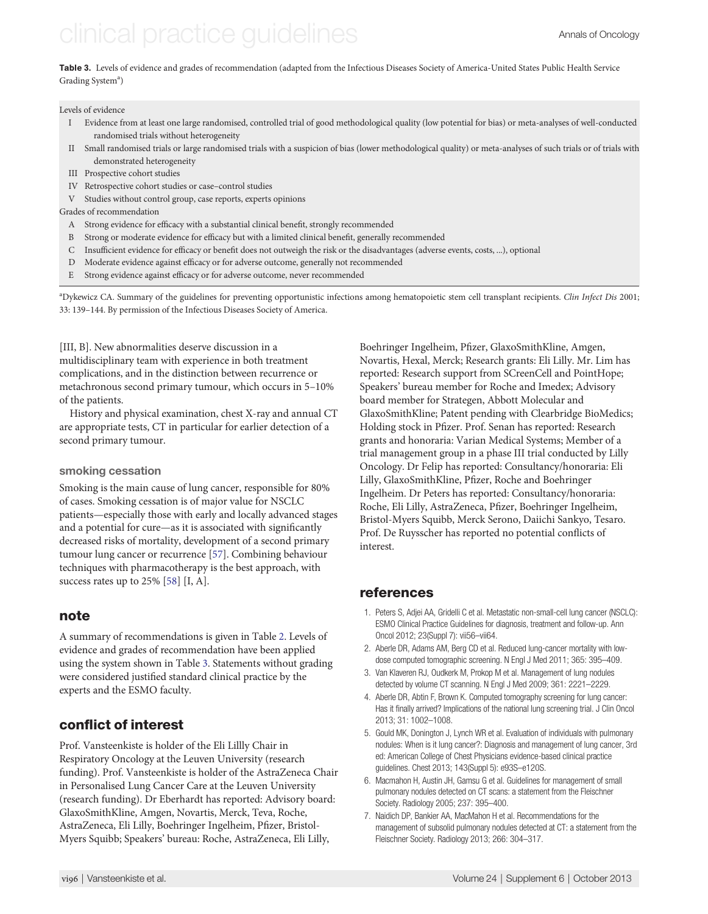**Table 3.** Levels of evidence and grades of recommendation (adapted from the Infectious Diseases Society of America-United States Public Health Service Grading System[a])

Levels of evidence

- I Evidence from at least one large randomised, controlled trial of good methodological quality (low potential for bias) or meta-analyses of well-conducted randomised trials without heterogeneity
- II Small randomised trials or large randomised trials with a suspicion of bias (lower methodological quality) or meta-analyses of such trials or of trials with demonstrated heterogeneity
- III Prospective cohort studies
- IV Retrospective cohort studies or case–control studies
- V Studies without control group, case reports, experts opinions

Grades of recommendation

- A Strong evidence for efficacy with a substantial clinical benefit, strongly recommended
- B Strong or moderate evidence for efficacy but with a limited clinical benefit, generally recommended
- C Insufficient evidence for efficacy or benefit does not outweigh the risk or the disadvantages (adverse events, costs, ...), optional
- D Moderate evidence against efficacy or for adverse outcome, generally not recommended
- E Strong evidence against efficacy or for adverse outcome, never recommended

[a]Dykewicz CA. Summary of the guidelines for preventing opportunistic infections among hematopoietic stem cell transplant recipients. *Clin Infect Dis* 2001; 33: 139–144. By permission of the Infectious Diseases Society of America.

[III, B]. New abnormalities deserve discussion in a multidisciplinary team with experience in both treatment complications, and in the distinction between recurrence or metachronous second primary tumour, which occurs in 5–10% of the patients.

History and physical examination, chest X-ray and annual CT are appropriate tests, CT in particular for earlier detection of a second primary tumour.

### smoking cessation

Smoking is the main cause of lung cancer, responsible for 80% of cases. Smoking cessation is of major value for NSCLC patients—especially those with early and locally advanced stages and a potential for cure—as it is associated with significantly decreased risks of mortality, development of a second primary tumour lung cancer or recurrence [57]. Combining behaviour techniques with pharmacotherapy is the best approach, with success rates up to 25% [58] [I, A].

## note

A summary of recommendations is given in Table 2. Levels of evidence and grades of recommendation have been applied using the system shown in Table 3. Statements without grading were considered justified standard clinical practice by the experts and the ESMO faculty.

## conflict of interest

Prof. Vansteenkiste is holder of the Eli Lillly Chair in Respiratory Oncology at the Leuven University (research funding). Prof. Vansteenkiste is holder of the AstraZeneca Chair in Personalised Lung Cancer Care at the Leuven University (research funding). Dr Eberhardt has reported: Advisory board: GlaxoSmithKline, Amgen, Novartis, Merck, Teva, Roche, AstraZeneca, Eli Lilly, Boehringer Ingelheim, Pfizer, Bristol-Myers Squibb; Speakers' bureau: Roche, AstraZeneca, Eli Lilly, Boehringer Ingelheim, Pfizer, GlaxoSmithKline, Amgen, Novartis, Hexal, Merck; Research grants: Eli Lilly. Mr. Lim has reported: Research support from SCreenCell and PointHope; Speakers' bureau member for Roche and Imedex; Advisory board member for Strategen, Abbott Molecular and GlaxoSmithKline; Patent pending with Clearbridge BioMedics; Holding stock in Pfizer. Prof. Senan has reported: Research grants and honoraria: Varian Medical Systems; Member of a trial management group in a phase III trial conducted by Lilly Oncology. Dr Felip has reported: Consultancy/honoraria: Eli Lilly, GlaxoSmithKline, Pfizer, Roche and Boehringer Ingelheim. Dr Peters has reported: Consultancy/honoraria: Roche, Eli Lilly, AstraZeneca, Pfizer, Boehringer Ingelheim, Bristol-Myers Squibb, Merck Serono, Daiichi Sankyo, Tesaro. Prof. De Ruysscher has reported no potential conflicts of interest.

## references

1. Peters S, Adjei AA, Gridelli C et al. Metastatic non-small-cell lung cancer (NSCLC): ESMO Clinical Practice Guidelines for diagnosis, treatment and follow-up. Ann Oncol 2012; 23(Suppl 7): vii56–vii64.
2. Aberle DR, Adams AM, Berg CD et al. Reduced lung-cancer mortality with low-dose computed tomographic screening. N Engl J Med 2011; 365: 395–409.
3. Van Klaveren RJ, Oudkerk M, Prokop M et al. Management of lung nodules detected by volume CT scanning. N Engl J Med 2009; 361: 2221–2229.
4. Aberle DR, Abtin F, Brown K. Computed tomography screening for lung cancer: Has it finally arrived? Implications of the national lung screening trial. J Clin Oncol 2013; 31: 1002–1008.
5. Gould MK, Donington J, Lynch WR et al. Evaluation of individuals with pulmonary nodules: When is it lung cancer?: Diagnosis and management of lung cancer, 3rd ed: American College of Chest Physicians evidence-based clinical practice guidelines. Chest 2013; 143(Suppl 5): e93S–e120S.
6. Macmahon H, Austin JH, Gamsu G et al. Guidelines for management of small pulmonary nodules detected on CT scans: a statement from the Fleischner Society. Radiology 2005; 237: 395–400.
7. Naidich DP, Bankier AA, MacMahon H et al. Recommendations for the management of subsolid pulmonary nodules detected at CT: a statement from the Fleischner Society. Radiology 2013; 266: 304–317.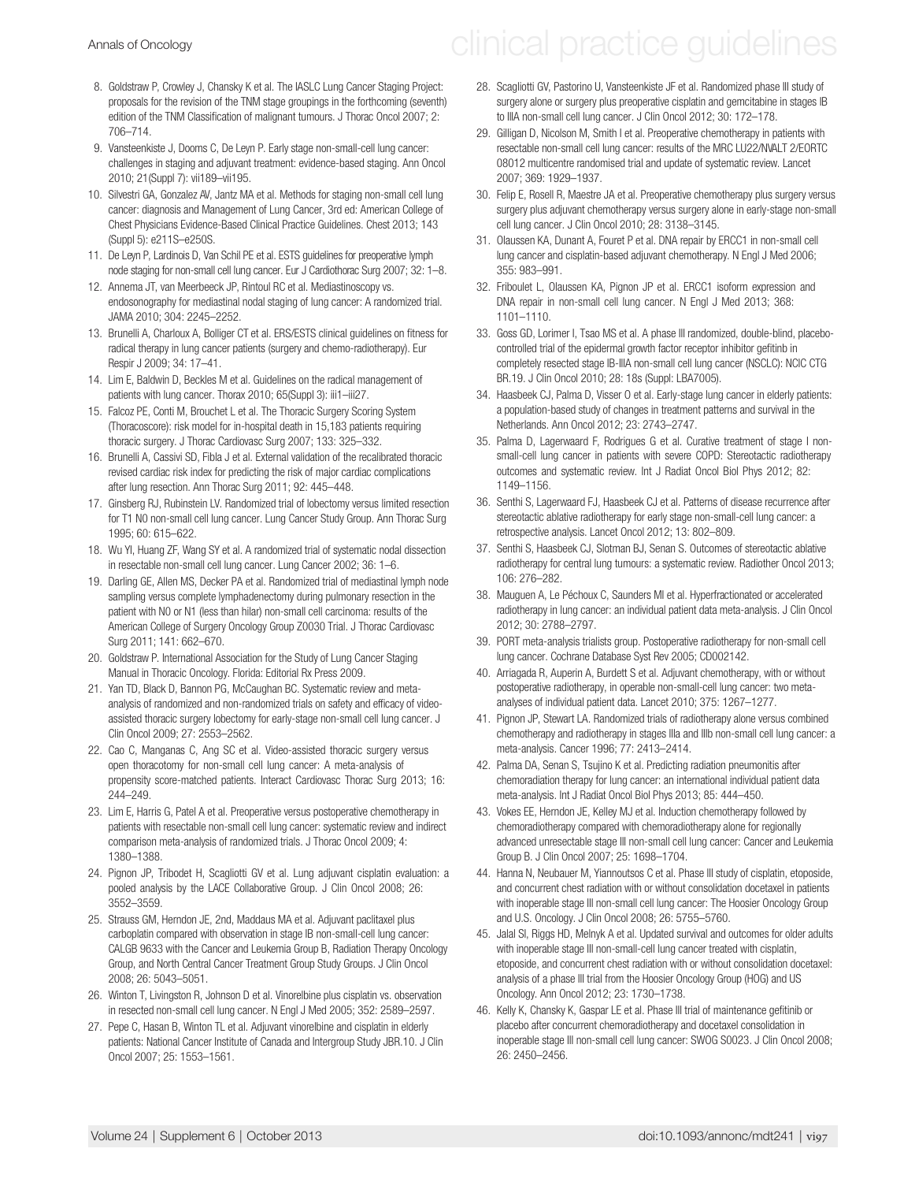8. Goldstraw P, Crowley J, Chansky K et al. The IASLC Lung Cancer Staging Project: proposals for the revision of the TNM stage groupings in the forthcoming (seventh) edition of the TNM Classification of malignant tumours. J Thorac Oncol 2007; 2: 706–714.
9. Vansteenkiste J, Dooms C, De Leyn P. Early stage non-small-cell lung cancer: challenges in staging and adjuvant treatment: evidence-based staging. Ann Oncol 2010; 21(Suppl 7): vii189–vii195.
10. Silvestri GA, Gonzalez AV, Jantz MA et al. Methods for staging non-small cell lung cancer: diagnosis and Management of Lung Cancer, 3rd ed: American College of Chest Physicians Evidence-Based Clinical Practice Guidelines. Chest 2013; 143 (Suppl 5): e211S–e250S.
11. De Leyn P, Lardinois D, Van Schil PE et al. ESTS guidelines for preoperative lymph node staging for non-small cell lung cancer. Eur J Cardiothorac Surg 2007; 32: 1–8.
12. Annema JT, van Meerbeeck JP, Rintoul RC et al. Mediastinoscopy vs. endosonography for mediastinal nodal staging of lung cancer: A randomized trial. JAMA 2010; 304: 2245–2252.
13. Brunelli A, Charloux A, Bolliger CT et al. ERS/ESTS clinical guidelines on fitness for radical therapy in lung cancer patients (surgery and chemo-radiotherapy). Eur Respir J 2009; 34: 17–41.
14. Lim E, Baldwin D, Beckles M et al. Guidelines on the radical management of patients with lung cancer. Thorax 2010; 65(Suppl 3): iii1–iii27.
15. Falcoz PE, Conti M, Brouchet L et al. The Thoracic Surgery Scoring System (Thoracoscore): risk model for in-hospital death in 15,183 patients requiring thoracic surgery. J Thorac Cardiovasc Surg 2007; 133: 325–332.
16. Brunelli A, Cassivi SD, Fibla J et al. External validation of the recalibrated thoracic revised cardiac risk index for predicting the risk of major cardiac complications after lung resection. Ann Thorac Surg 2011; 92: 445–448.
17. Ginsberg RJ, Rubinstein LV. Randomized trial of lobectomy versus limited resection for T1 N0 non-small cell lung cancer. Lung Cancer Study Group. Ann Thorac Surg 1995; 60: 615–622.
18. Wu YI, Huang ZF, Wang SY et al. A randomized trial of systematic nodal dissection in resectable non-small cell lung cancer. Lung Cancer 2002; 36: 1–6.
19. Darling GE, Allen MS, Decker PA et al. Randomized trial of mediastinal lymph node sampling versus complete lymphadenectomy during pulmonary resection in the patient with N0 or N1 (less than hilar) non-small cell carcinoma: results of the American College of Surgery Oncology Group Z0030 Trial. J Thorac Cardiovasc Surg 2011; 141: 662–670.
20. Goldstraw P. International Association for the Study of Lung Cancer Staging Manual in Thoracic Oncology. Florida: Editorial Rx Press 2009.
21. Yan TD, Black D, Bannon PG, McCaughan BC. Systematic review and meta-analysis of randomized and non-randomized trials on safety and efficacy of video-assisted thoracic surgery lobectomy for early-stage non-small cell lung cancer. J Clin Oncol 2009; 27: 2553–2562.
22. Cao C, Manganas C, Ang SC et al. Video-assisted thoracic surgery versus open thoracotomy for non-small cell lung cancer: A meta-analysis of propensity score-matched patients. Interact Cardiovasc Thorac Surg 2013; 16: 244–249.
23. Lim E, Harris G, Patel A et al. Preoperative versus postoperative chemotherapy in patients with resectable non-small cell lung cancer: systematic review and indirect comparison meta-analysis of randomized trials. J Thorac Oncol 2009; 4: 1380–1388.
24. Pignon JP, Tribodet H, Scagliotti GV et al. Lung adjuvant cisplatin evaluation: a pooled analysis by the LACE Collaborative Group. J Clin Oncol 2008; 26: 3552–3559.
25. Strauss GM, Herndon JE, 2nd, Maddaus MA et al. Adjuvant paclitaxel plus carboplatin compared with observation in stage IB non-small-cell lung cancer: CALGB 9633 with the Cancer and Leukemia Group B, Radiation Therapy Oncology Group, and North Central Cancer Treatment Group Study Groups. J Clin Oncol 2008; 26: 5043–5051.
26. Winton T, Livingston R, Johnson D et al. Vinorelbine plus cisplatin vs. observation in resected non-small cell lung cancer. N Engl J Med 2005; 352: 2589–2597.
27. Pepe C, Hasan B, Winton TL et al. Adjuvant vinorelbine and cisplatin in elderly patients: National Cancer Institute of Canada and Intergroup Study JBR.10. J Clin Oncol 2007; 25: 1553–1561.
28. Scagliotti GV, Pastorino U, Vansteenkiste JF et al. Randomized phase III study of surgery alone or surgery plus preoperative cisplatin and gemcitabine in stages IB to IIIA non-small cell lung cancer. J Clin Oncol 2012; 30: 172–178.
29. Gilligan D, Nicolson M, Smith I et al. Preoperative chemotherapy in patients with resectable non-small cell lung cancer: results of the MRC LU22/NVALT 2/EORTC 08012 multicentre randomised trial and update of systematic review. Lancet 2007; 369: 1929–1937.
30. Felip E, Rosell R, Maestre JA et al. Preoperative chemotherapy plus surgery versus surgery plus adjuvant chemotherapy versus surgery alone in early-stage non-small cell lung cancer. J Clin Oncol 2010; 28: 3138–3145.
31. Olaussen KA, Dunant A, Fouret P et al. DNA repair by ERCC1 in non-small cell lung cancer and cisplatin-based adjuvant chemotherapy. N Engl J Med 2006; 355: 983–991.
32. Friboulet L, Olaussen KA, Pignon JP et al. ERCC1 isoform expression and DNA repair in non-small cell lung cancer. N Engl J Med 2013; 368: 1101–1110.
33. Goss GD, Lorimer I, Tsao MS et al. A phase III randomized, double-blind, placebo-controlled trial of the epidermal growth factor receptor inhibitor gefitinb in completely resected stage IB-IIIA non-small cell lung cancer (NSCLC): NCIC CTG BR.19. J Clin Oncol 2010; 28: 18s (Suppl: LBA7005).
34. Haasbeek CJ, Palma D, Visser O et al. Early-stage lung cancer in elderly patients: a population-based study of changes in treatment patterns and survival in the Netherlands. Ann Oncol 2012; 23: 2743–2747.
35. Palma D, Lagerwaard F, Rodrigues G et al. Curative treatment of stage I non-small-cell lung cancer in patients with severe COPD: Stereotactic radiotherapy outcomes and systematic review. Int J Radiat Oncol Biol Phys 2012; 82: 1149–1156.
36. Senthi S, Lagerwaard FJ, Haasbeek CJ et al. Patterns of disease recurrence after stereotactic ablative radiotherapy for early stage non-small-cell lung cancer: a retrospective analysis. Lancet Oncol 2012; 13: 802–809.
37. Senthi S, Haasbeek CJ, Slotman BJ, Senan S. Outcomes of stereotactic ablative radiotherapy for central lung tumours: a systematic review. Radiother Oncol 2013; 106: 276–282.
38. Mauguen A, Le Péchoux C, Saunders MI et al. Hyperfractionated or accelerated radiotherapy in lung cancer: an individual patient data meta-analysis. J Clin Oncol 2012; 30: 2788–2797.
39. PORT meta-analysis trialists group. Postoperative radiotherapy for non-small cell lung cancer. Cochrane Database Syst Rev 2005; CD002142.
40. Arriagada R, Auperin A, Burdett S et al. Adjuvant chemotherapy, with or without postoperative radiotherapy, in operable non-small-cell lung cancer: two meta-analyses of individual patient data. Lancet 2010; 375: 1267–1277.
41. Pignon JP, Stewart LA. Randomized trials of radiotherapy alone versus combined chemotherapy and radiotherapy in stages IIIa and IIIb non-small cell lung cancer: a meta-analysis. Cancer 1996; 77: 2413–2414.
42. Palma DA, Senan S, Tsujino K et al. Predicting radiation pneumonitis after chemoradiation therapy for lung cancer: an international individual patient data meta-analysis. Int J Radiat Oncol Biol Phys 2013; 85: 444–450.
43. Vokes EE, Herndon JE, Kelley MJ et al. Induction chemotherapy followed by chemoradiotherapy compared with chemoradiotherapy alone for regionally advanced unresectable stage III non-small cell lung cancer: Cancer and Leukemia Group B. J Clin Oncol 2007; 25: 1698–1704.
44. Hanna N, Neubauer M, Yiannoutsos C et al. Phase III study of cisplatin, etoposide, and concurrent chest radiation with or without consolidation docetaxel in patients with inoperable stage III non-small cell lung cancer: The Hoosier Oncology Group and U.S. Oncology. J Clin Oncol 2008; 26: 5755–5760.
45. Jalal SI, Riggs HD, Melnyk A et al. Updated survival and outcomes for older adults with inoperable stage III non-small-cell lung cancer treated with cisplatin, etoposide, and concurrent chest radiation with or without consolidation docetaxel: analysis of a phase III trial from the Hoosier Oncology Group (HOG) and US Oncology. Ann Oncol 2012; 23: 1730–1738.
46. Kelly K, Chansky K, Gaspar LE et al. Phase III trial of maintenance gefitinib or placebo after concurrent chemoradiotherapy and docetaxel consolidation in inoperable stage III non-small cell lung cancer: SWOG S0023. J Clin Oncol 2008; 26: 2450–2456.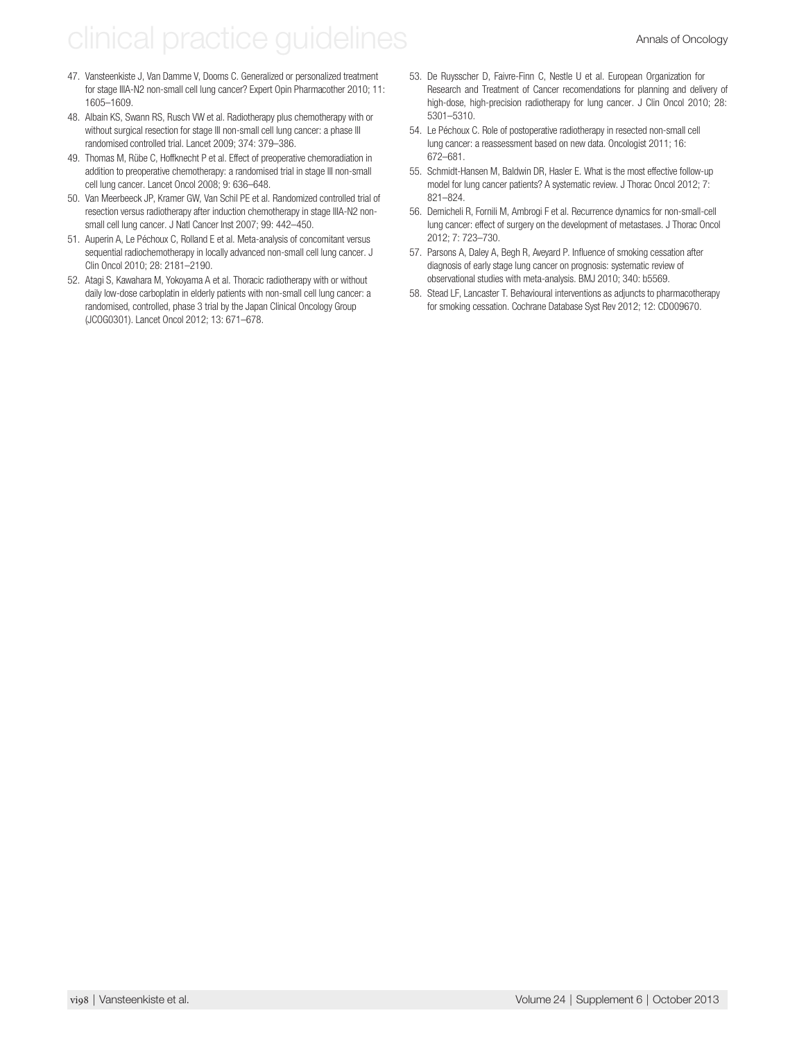47. Vansteenkiste J, Van Damme V, Dooms C. Generalized or personalized treatment for stage IIIA-N2 non-small cell lung cancer? Expert Opin Pharmacother 2010; 11: 1605–1609.
48. Albain KS, Swann RS, Rusch VW et al. Radiotherapy plus chemotherapy with or without surgical resection for stage III non-small cell lung cancer: a phase III randomised controlled trial. Lancet 2009; 374: 379–386.
49. Thomas M, Rübe C, Hoffknecht P et al. Effect of preoperative chemoradiation in addition to preoperative chemotherapy: a randomised trial in stage III non-small cell lung cancer. Lancet Oncol 2008; 9: 636–648.
50. Van Meerbeeck JP, Kramer GW, Van Schil PE et al. Randomized controlled trial of resection versus radiotherapy after induction chemotherapy in stage IIIA-N2 non-small cell lung cancer. J Natl Cancer Inst 2007; 99: 442–450.
51. Auperin A, Le Péchoux C, Rolland E et al. Meta-analysis of concomitant versus sequential radiochemotherapy in locally advanced non-small cell lung cancer. J Clin Oncol 2010; 28: 2181–2190.
52. Atagi S, Kawahara M, Yokoyama A et al. Thoracic radiotherapy with or without daily low-dose carboplatin in elderly patients with non-small cell lung cancer: a randomised, controlled, phase 3 trial by the Japan Clinical Oncology Group (JCOG0301). Lancet Oncol 2012; 13: 671–678.
53. De Ruysscher D, Faivre-Finn C, Nestle U et al. European Organization for Research and Treatment of Cancer recomendations for planning and delivery of high-dose, high-precision radiotherapy for lung cancer. J Clin Oncol 2010; 28: 5301–5310.
54. Le Péchoux C. Role of postoperative radiotherapy in resected non-small cell lung cancer: a reassessment based on new data. Oncologist 2011; 16: 672–681.
55. Schmidt-Hansen M, Baldwin DR, Hasler E. What is the most effective follow-up model for lung cancer patients? A systematic review. J Thorac Oncol 2012; 7: 821–824.
56. Demicheli R, Fornili M, Ambrogi F et al. Recurrence dynamics for non-small-cell lung cancer: effect of surgery on the development of metastases. J Thorac Oncol 2012; 7: 723–730.
57. Parsons A, Daley A, Begh R, Aveyard P. Influence of smoking cessation after diagnosis of early stage lung cancer on prognosis: systematic review of observational studies with meta-analysis. BMJ 2010; 340: b5569.
58. Stead LF, Lancaster T. Behavioural interventions as adjuncts to pharmacotherapy for smoking cessation. Cochrane Database Syst Rev 2012; 12: CD009670.